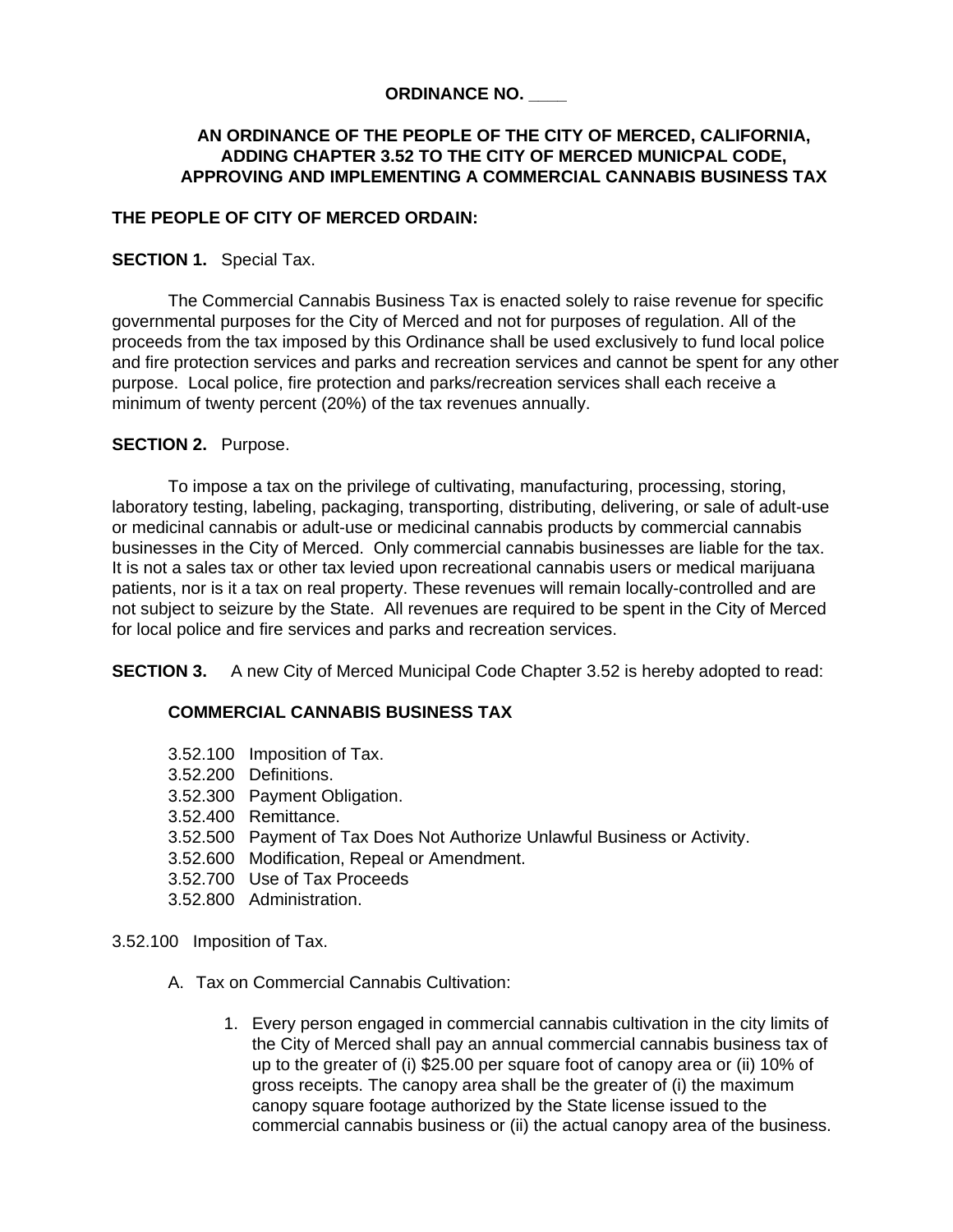**ORDINANCE NO. ____**

**AN ORDINANCE OF THE PEOPLE OF THE CITY OF MERCED, CALIFORNIA, ADDING CHAPTER 3.52 TO THE CITY OF MERCED MUNICPAL CODE, APPROVING AND IMPLEMENTING A COMMERCIAL CANNABIS BUSINESS TAX**

**THE PEOPLE OF CITY OF MERCED ORDAIN:**

**SECTION 1.** Special Tax.

The Commercial Cannabis Business Tax is enacted solely to raise revenue for specific governmental purposes for the City of Merced and not for purposes of regulation. All of the proceeds from the tax imposed by this Ordinance shall be used exclusively to fund local police and fire protection services and parks and recreation services and cannot be spent for any other purpose. Local police, fire protection and parks/recreation services shall each receive a minimum of twenty percent (20%) of the tax revenues annually.

**SECTION 2.** Purpose.

To impose a tax on the privilege of cultivating, manufacturing, processing, storing, laboratory testing, labeling, packaging, transporting, distributing, delivering, or sale of adult-use or medicinal cannabis or adult-use or medicinal cannabis products by commercial cannabis businesses in the City of Merced. Only commercial cannabis businesses are liable for the tax. It is not a sales tax or other tax levied upon recreational cannabis users or medical marijuana patients, nor is it a tax on real property. These revenues will remain locally-controlled and are not subject to seizure by the State. All revenues are required to be spent in the City of Merced for local police and fire services and parks and recreation services.

**SECTION 3.** A new City of Merced Municipal Code Chapter 3.52 is hereby adopted to read:

**COMMERCIAL CANNABIS BUSINESS TAX**

3.52.100 Imposition of Tax.
3.52.200 Definitions.
3.52.300 Payment Obligation.
3.52.400 Remittance.
3.52.500 Payment of Tax Does Not Authorize Unlawful Business or Activity.
3.52.600 Modification, Repeal or Amendment.
3.52.700 Use of Tax Proceeds
3.52.800 Administration.

3.52.100 Imposition of Tax.

A. Tax on Commercial Cannabis Cultivation:

1. Every person engaged in commercial cannabis cultivation in the city limits of the City of Merced shall pay an annual commercial cannabis business tax of up to the greater of (i) $25.00 per square foot of canopy area or (ii) 10% of gross receipts. The canopy area shall be the greater of (i) the maximum canopy square footage authorized by the State license issued to the commercial cannabis business or (ii) the actual canopy area of the business.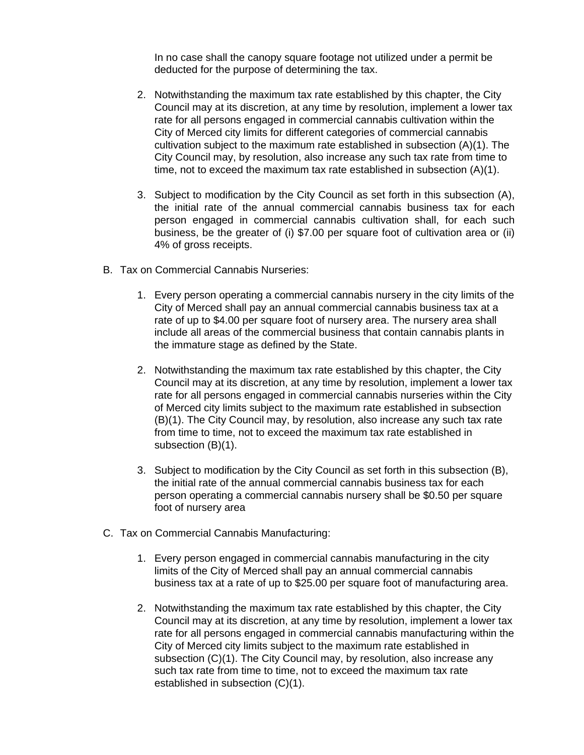In no case shall the canopy square footage not utilized under a permit be deducted for the purpose of determining the tax.

2. Notwithstanding the maximum tax rate established by this chapter, the City Council may at its discretion, at any time by resolution, implement a lower tax rate for all persons engaged in commercial cannabis cultivation within the City of Merced city limits for different categories of commercial cannabis cultivation subject to the maximum rate established in subsection (A)(1). The City Council may, by resolution, also increase any such tax rate from time to time, not to exceed the maximum tax rate established in subsection (A)(1).

3. Subject to modification by the City Council as set forth in this subsection (A), the initial rate of the annual commercial cannabis business tax for each person engaged in commercial cannabis cultivation shall, for each such business, be the greater of (i) $7.00 per square foot of cultivation area or (ii) 4% of gross receipts.

B. Tax on Commercial Cannabis Nurseries:

1. Every person operating a commercial cannabis nursery in the city limits of the City of Merced shall pay an annual commercial cannabis business tax at a rate of up to $4.00 per square foot of nursery area. The nursery area shall include all areas of the commercial business that contain cannabis plants in the immature stage as defined by the State.

2. Notwithstanding the maximum tax rate established by this chapter, the City Council may at its discretion, at any time by resolution, implement a lower tax rate for all persons engaged in commercial cannabis nurseries within the City of Merced city limits subject to the maximum rate established in subsection (B)(1). The City Council may, by resolution, also increase any such tax rate from time to time, not to exceed the maximum tax rate established in subsection (B)(1).

3. Subject to modification by the City Council as set forth in this subsection (B), the initial rate of the annual commercial cannabis business tax for each person operating a commercial cannabis nursery shall be $0.50 per square foot of nursery area

C. Tax on Commercial Cannabis Manufacturing:

1. Every person engaged in commercial cannabis manufacturing in the city limits of the City of Merced shall pay an annual commercial cannabis business tax at a rate of up to $25.00 per square foot of manufacturing area.

2. Notwithstanding the maximum tax rate established by this chapter, the City Council may at its discretion, at any time by resolution, implement a lower tax rate for all persons engaged in commercial cannabis manufacturing within the City of Merced city limits subject to the maximum rate established in subsection (C)(1). The City Council may, by resolution, also increase any such tax rate from time to time, not to exceed the maximum tax rate established in subsection (C)(1).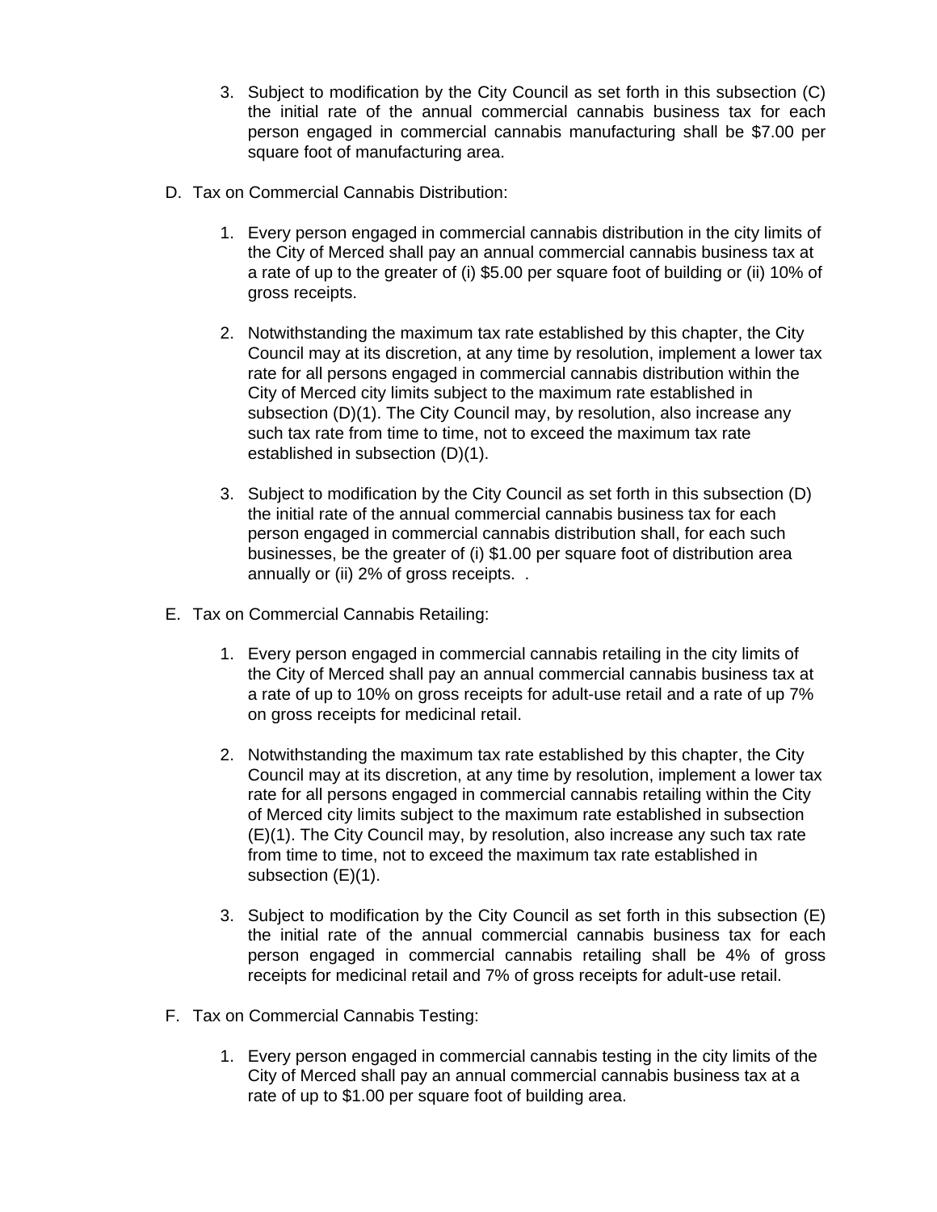3. Subject to modification by the City Council as set forth in this subsection (C) the initial rate of the annual commercial cannabis business tax for each person engaged in commercial cannabis manufacturing shall be $7.00 per square foot of manufacturing area.

D. Tax on Commercial Cannabis Distribution:

1. Every person engaged in commercial cannabis distribution in the city limits of the City of Merced shall pay an annual commercial cannabis business tax at a rate of up to the greater of (i) $5.00 per square foot of building or (ii) 10% of gross receipts.

2. Notwithstanding the maximum tax rate established by this chapter, the City Council may at its discretion, at any time by resolution, implement a lower tax rate for all persons engaged in commercial cannabis distribution within the City of Merced city limits subject to the maximum rate established in subsection (D)(1). The City Council may, by resolution, also increase any such tax rate from time to time, not to exceed the maximum tax rate established in subsection (D)(1).

3. Subject to modification by the City Council as set forth in this subsection (D) the initial rate of the annual commercial cannabis business tax for each person engaged in commercial cannabis distribution shall, for each such businesses, be the greater of (i) $1.00 per square foot of distribution area annually or (ii) 2% of gross receipts. .

E. Tax on Commercial Cannabis Retailing:

1. Every person engaged in commercial cannabis retailing in the city limits of the City of Merced shall pay an annual commercial cannabis business tax at a rate of up to 10% on gross receipts for adult-use retail and a rate of up 7% on gross receipts for medicinal retail.

2. Notwithstanding the maximum tax rate established by this chapter, the City Council may at its discretion, at any time by resolution, implement a lower tax rate for all persons engaged in commercial cannabis retailing within the City of Merced city limits subject to the maximum rate established in subsection (E)(1). The City Council may, by resolution, also increase any such tax rate from time to time, not to exceed the maximum tax rate established in subsection (E)(1).

3. Subject to modification by the City Council as set forth in this subsection (E) the initial rate of the annual commercial cannabis business tax for each person engaged in commercial cannabis retailing shall be 4% of gross receipts for medicinal retail and 7% of gross receipts for adult-use retail.

F. Tax on Commercial Cannabis Testing:

1. Every person engaged in commercial cannabis testing in the city limits of the City of Merced shall pay an annual commercial cannabis business tax at a rate of up to $1.00 per square foot of building area.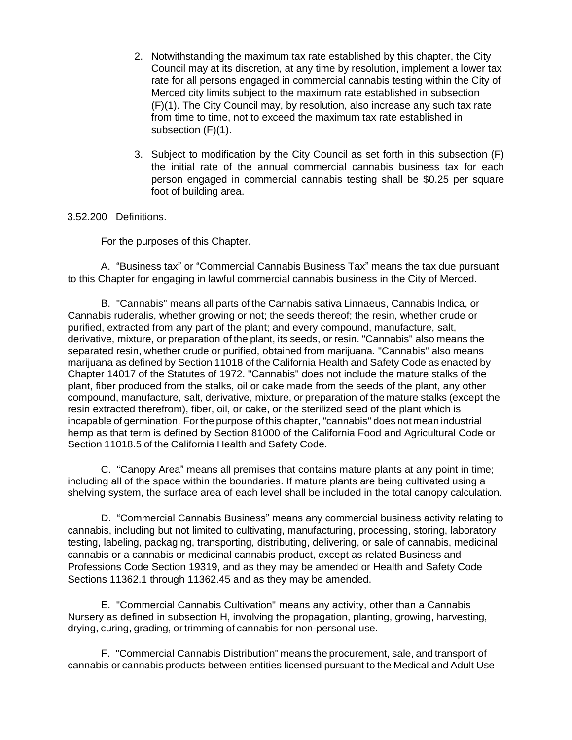2. Notwithstanding the maximum tax rate established by this chapter, the City Council may at its discretion, at any time by resolution, implement a lower tax rate for all persons engaged in commercial cannabis testing within the City of Merced city limits subject to the maximum rate established in subsection (F)(1). The City Council may, by resolution, also increase any such tax rate from time to time, not to exceed the maximum tax rate established in subsection (F)(1).

3. Subject to modification by the City Council as set forth in this subsection (F) the initial rate of the annual commercial cannabis business tax for each person engaged in commercial cannabis testing shall be $0.25 per square foot of building area.

3.52.200 Definitions.

For the purposes of this Chapter.

A. "Business tax" or "Commercial Cannabis Business Tax" means the tax due pursuant to this Chapter for engaging in lawful commercial cannabis business in the City of Merced.

B. "Cannabis" means all parts of the Cannabis sativa Linnaeus, Cannabis lndica, or Cannabis ruderalis, whether growing or not; the seeds thereof; the resin, whether crude or purified, extracted from any part of the plant; and every compound, manufacture, salt, derivative, mixture, or preparation of the plant, its seeds, or resin. "Cannabis" also means the separated resin, whether crude or purified, obtained from marijuana. "Cannabis" also means marijuana as defined by Section 11018 of the California Health and Safety Code as enacted by Chapter 14017 of the Statutes of 1972. "Cannabis" does not include the mature stalks of the plant, fiber produced from the stalks, oil or cake made from the seeds of the plant, any other compound, manufacture, salt, derivative, mixture, or preparation of the mature stalks (except the resin extracted therefrom), fiber, oil, or cake, or the sterilized seed of the plant which is incapable of germination. For the purpose of this chapter, "cannabis" does not mean industrial hemp as that term is defined by Section 81000 of the California Food and Agricultural Code or Section 11018.5 of the California Health and Safety Code.

C. "Canopy Area" means all premises that contains mature plants at any point in time; including all of the space within the boundaries. If mature plants are being cultivated using a shelving system, the surface area of each level shall be included in the total canopy calculation.

D. "Commercial Cannabis Business" means any commercial business activity relating to cannabis, including but not limited to cultivating, manufacturing, processing, storing, laboratory testing, labeling, packaging, transporting, distributing, delivering, or sale of cannabis, medicinal cannabis or a cannabis or medicinal cannabis product, except as related Business and Professions Code Section 19319, and as they may be amended or Health and Safety Code Sections 11362.1 through 11362.45 and as they may be amended.

E. "Commercial Cannabis Cultivation" means any activity, other than a Cannabis Nursery as defined in subsection H, involving the propagation, planting, growing, harvesting, drying, curing, grading, or trimming of cannabis for non-personal use.

F. "Commercial Cannabis Distribution" means the procurement, sale, and transport of cannabis or cannabis products between entities licensed pursuant to the Medical and Adult Use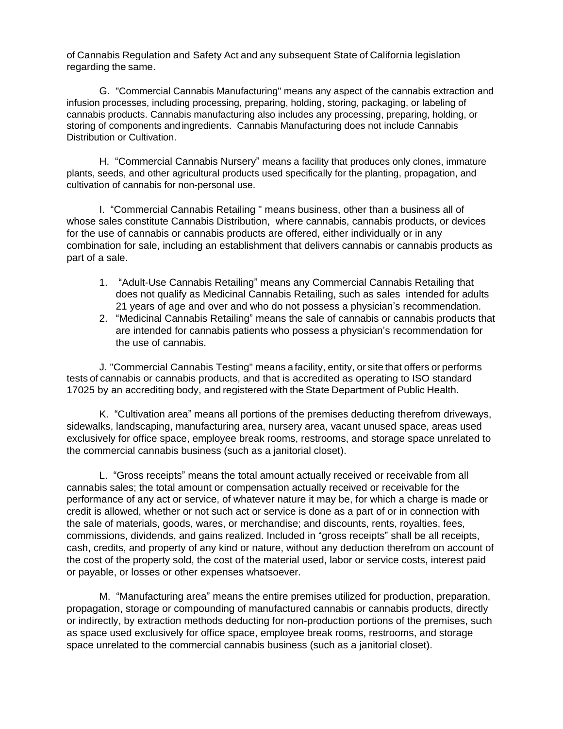of Cannabis Regulation and Safety Act and any subsequent State of California legislation regarding the same.

G. "Commercial Cannabis Manufacturing" means any aspect of the cannabis extraction and infusion processes, including processing, preparing, holding, storing, packaging, or labeling of cannabis products. Cannabis manufacturing also includes any processing, preparing, holding, or storing of components and ingredients. Cannabis Manufacturing does not include Cannabis Distribution or Cultivation.

H. "Commercial Cannabis Nursery" means a facility that produces only clones, immature plants, seeds, and other agricultural products used specifically for the planting, propagation, and cultivation of cannabis for non-personal use.

I. "Commercial Cannabis Retailing " means business, other than a business all of whose sales constitute Cannabis Distribution, where cannabis, cannabis products, or devices for the use of cannabis or cannabis products are offered, either individually or in any combination for sale, including an establishment that delivers cannabis or cannabis products as part of a sale.

1. "Adult-Use Cannabis Retailing" means any Commercial Cannabis Retailing that does not qualify as Medicinal Cannabis Retailing, such as sales intended for adults 21 years of age and over and who do not possess a physician's recommendation.
2. "Medicinal Cannabis Retailing" means the sale of cannabis or cannabis products that are intended for cannabis patients who possess a physician's recommendation for the use of cannabis.

J. "Commercial Cannabis Testing" means a facility, entity, or site that offers or performs tests of cannabis or cannabis products, and that is accredited as operating to ISO standard 17025 by an accrediting body, and registered with the State Department of Public Health.

K. "Cultivation area" means all portions of the premises deducting therefrom driveways, sidewalks, landscaping, manufacturing area, nursery area, vacant unused space, areas used exclusively for office space, employee break rooms, restrooms, and storage space unrelated to the commercial cannabis business (such as a janitorial closet).

L. "Gross receipts" means the total amount actually received or receivable from all cannabis sales; the total amount or compensation actually received or receivable for the performance of any act or service, of whatever nature it may be, for which a charge is made or credit is allowed, whether or not such act or service is done as a part of or in connection with the sale of materials, goods, wares, or merchandise; and discounts, rents, royalties, fees, commissions, dividends, and gains realized. Included in "gross receipts" shall be all receipts, cash, credits, and property of any kind or nature, without any deduction therefrom on account of the cost of the property sold, the cost of the material used, labor or service costs, interest paid or payable, or losses or other expenses whatsoever.

M. "Manufacturing area" means the entire premises utilized for production, preparation, propagation, storage or compounding of manufactured cannabis or cannabis products, directly or indirectly, by extraction methods deducting for non-production portions of the premises, such as space used exclusively for office space, employee break rooms, restrooms, and storage space unrelated to the commercial cannabis business (such as a janitorial closet).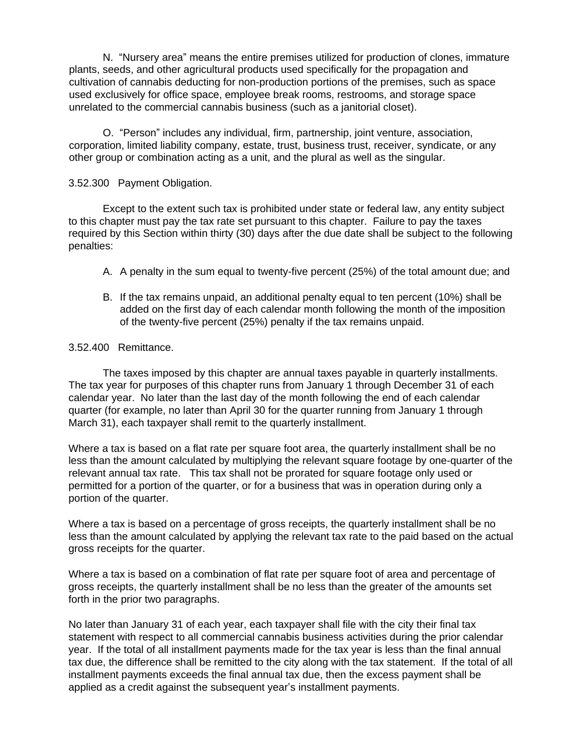N. "Nursery area" means the entire premises utilized for production of clones, immature plants, seeds, and other agricultural products used specifically for the propagation and cultivation of cannabis deducting for non-production portions of the premises, such as space used exclusively for office space, employee break rooms, restrooms, and storage space unrelated to the commercial cannabis business (such as a janitorial closet).

O. "Person" includes any individual, firm, partnership, joint venture, association, corporation, limited liability company, estate, trust, business trust, receiver, syndicate, or any other group or combination acting as a unit, and the plural as well as the singular.

3.52.300 Payment Obligation.

Except to the extent such tax is prohibited under state or federal law, any entity subject to this chapter must pay the tax rate set pursuant to this chapter. Failure to pay the taxes required by this Section within thirty (30) days after the due date shall be subject to the following penalties:

A. A penalty in the sum equal to twenty-five percent (25%) of the total amount due; and

B. If the tax remains unpaid, an additional penalty equal to ten percent (10%) shall be added on the first day of each calendar month following the month of the imposition of the twenty-five percent (25%) penalty if the tax remains unpaid.

3.52.400 Remittance.

The taxes imposed by this chapter are annual taxes payable in quarterly installments. The tax year for purposes of this chapter runs from January 1 through December 31 of each calendar year. No later than the last day of the month following the end of each calendar quarter (for example, no later than April 30 for the quarter running from January 1 through March 31), each taxpayer shall remit to the quarterly installment.

Where a tax is based on a flat rate per square foot area, the quarterly installment shall be no less than the amount calculated by multiplying the relevant square footage by one-quarter of the relevant annual tax rate. This tax shall not be prorated for square footage only used or permitted for a portion of the quarter, or for a business that was in operation during only a portion of the quarter.

Where a tax is based on a percentage of gross receipts, the quarterly installment shall be no less than the amount calculated by applying the relevant tax rate to the paid based on the actual gross receipts for the quarter.

Where a tax is based on a combination of flat rate per square foot of area and percentage of gross receipts, the quarterly installment shall be no less than the greater of the amounts set forth in the prior two paragraphs.

No later than January 31 of each year, each taxpayer shall file with the city their final tax statement with respect to all commercial cannabis business activities during the prior calendar year. If the total of all installment payments made for the tax year is less than the final annual tax due, the difference shall be remitted to the city along with the tax statement. If the total of all installment payments exceeds the final annual tax due, then the excess payment shall be applied as a credit against the subsequent year's installment payments.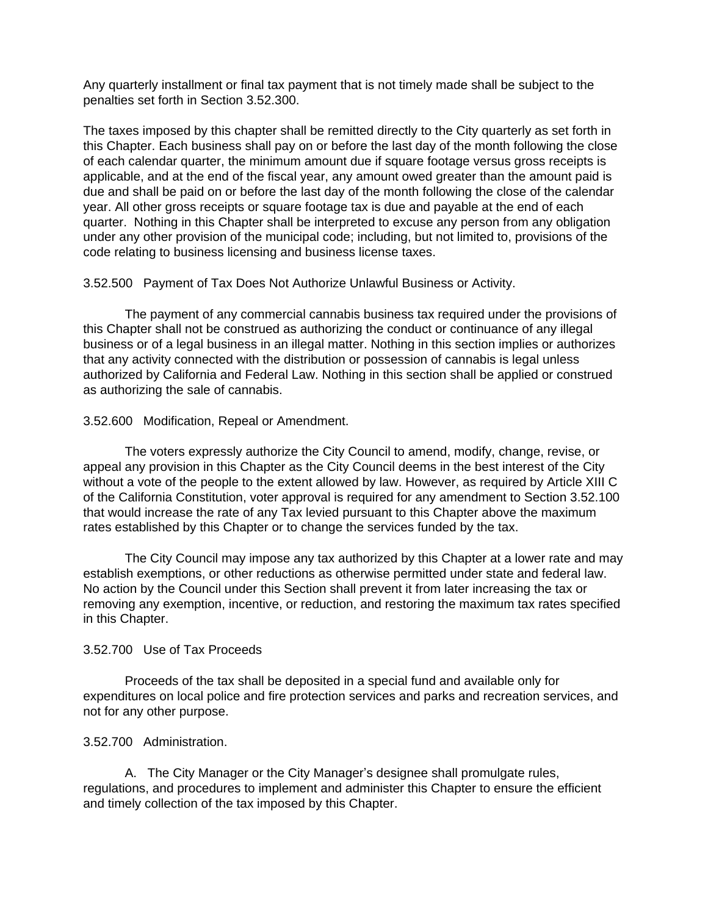Any quarterly installment or final tax payment that is not timely made shall be subject to the penalties set forth in Section 3.52.300.

The taxes imposed by this chapter shall be remitted directly to the City quarterly as set forth in this Chapter. Each business shall pay on or before the last day of the month following the close of each calendar quarter, the minimum amount due if square footage versus gross receipts is applicable, and at the end of the fiscal year, any amount owed greater than the amount paid is due and shall be paid on or before the last day of the month following the close of the calendar year. All other gross receipts or square footage tax is due and payable at the end of each quarter. Nothing in this Chapter shall be interpreted to excuse any person from any obligation under any other provision of the municipal code; including, but not limited to, provisions of the code relating to business licensing and business license taxes.

3.52.500 Payment of Tax Does Not Authorize Unlawful Business or Activity.

The payment of any commercial cannabis business tax required under the provisions of this Chapter shall not be construed as authorizing the conduct or continuance of any illegal business or of a legal business in an illegal matter. Nothing in this section implies or authorizes that any activity connected with the distribution or possession of cannabis is legal unless authorized by California and Federal Law. Nothing in this section shall be applied or construed as authorizing the sale of cannabis.

3.52.600 Modification, Repeal or Amendment.

The voters expressly authorize the City Council to amend, modify, change, revise, or appeal any provision in this Chapter as the City Council deems in the best interest of the City without a vote of the people to the extent allowed by law. However, as required by Article XIII C of the California Constitution, voter approval is required for any amendment to Section 3.52.100 that would increase the rate of any Tax levied pursuant to this Chapter above the maximum rates established by this Chapter or to change the services funded by the tax.

The City Council may impose any tax authorized by this Chapter at a lower rate and may establish exemptions, or other reductions as otherwise permitted under state and federal law. No action by the Council under this Section shall prevent it from later increasing the tax or removing any exemption, incentive, or reduction, and restoring the maximum tax rates specified in this Chapter.

3.52.700 Use of Tax Proceeds

Proceeds of the tax shall be deposited in a special fund and available only for expenditures on local police and fire protection services and parks and recreation services, and not for any other purpose.

3.52.700 Administration.

A. The City Manager or the City Manager's designee shall promulgate rules, regulations, and procedures to implement and administer this Chapter to ensure the efficient and timely collection of the tax imposed by this Chapter.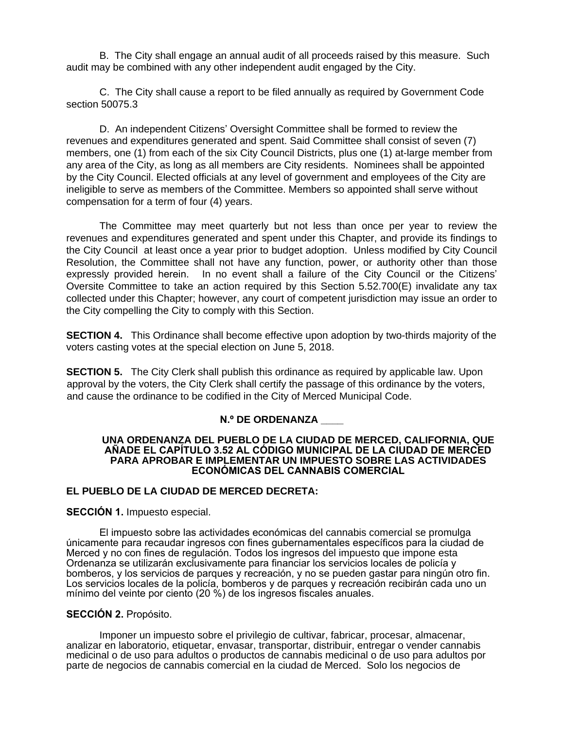B. The City shall engage an annual audit of all proceeds raised by this measure. Such audit may be combined with any other independent audit engaged by the City.

C. The City shall cause a report to be filed annually as required by Government Code section 50075.3

D. An independent Citizens' Oversight Committee shall be formed to review the revenues and expenditures generated and spent. Said Committee shall consist of seven (7) members, one (1) from each of the six City Council Districts, plus one (1) at-large member from any area of the City, as long as all members are City residents. Nominees shall be appointed by the City Council. Elected officials at any level of government and employees of the City are ineligible to serve as members of the Committee. Members so appointed shall serve without compensation for a term of four (4) years.

The Committee may meet quarterly but not less than once per year to review the revenues and expenditures generated and spent under this Chapter, and provide its findings to the City Council at least once a year prior to budget adoption. Unless modified by City Council Resolution, the Committee shall not have any function, power, or authority other than those expressly provided herein. In no event shall a failure of the City Council or the Citizens' Oversite Committee to take an action required by this Section 5.52.700(E) invalidate any tax collected under this Chapter; however, any court of competent jurisdiction may issue an order to the City compelling the City to comply with this Section.

**SECTION 4.** This Ordinance shall become effective upon adoption by two-thirds majority of the voters casting votes at the special election on June 5, 2018.

**SECTION 5.** The City Clerk shall publish this ordinance as required by applicable law. Upon approval by the voters, the City Clerk shall certify the passage of this ordinance by the voters, and cause the ordinance to be codified in the City of Merced Municipal Code.

**N.º DE ORDENANZA ____**

**UNA ORDENANZA DEL PUEBLO DE LA CIUDAD DE MERCED, CALIFORNIA, QUE AÑADE EL CAPÍTULO 3.52 AL CÓDIGO MUNICIPAL DE LA CIUDAD DE MERCED PARA APROBAR E IMPLEMENTAR UN IMPUESTO SOBRE LAS ACTIVIDADES ECONÓMICAS DEL CANNABIS COMERCIAL**

**EL PUEBLO DE LA CIUDAD DE MERCED DECRETA:**

**SECCIÓN 1.** Impuesto especial.

El impuesto sobre las actividades económicas del cannabis comercial se promulga únicamente para recaudar ingresos con fines gubernamentales específicos para la ciudad de Merced y no con fines de regulación. Todos los ingresos del impuesto que impone esta Ordenanza se utilizarán exclusivamente para financiar los servicios locales de policía y bomberos, y los servicios de parques y recreación, y no se pueden gastar para ningún otro fin. Los servicios locales de la policía, bomberos y de parques y recreación recibirán cada uno un mínimo del veinte por ciento (20 %) de los ingresos fiscales anuales.

**SECCIÓN 2.** Propósito.

Imponer un impuesto sobre el privilegio de cultivar, fabricar, procesar, almacenar, analizar en laboratorio, etiquetar, envasar, transportar, distribuir, entregar o vender cannabis medicinal o de uso para adultos o productos de cannabis medicinal o de uso para adultos por parte de negocios de cannabis comercial en la ciudad de Merced. Solo los negocios de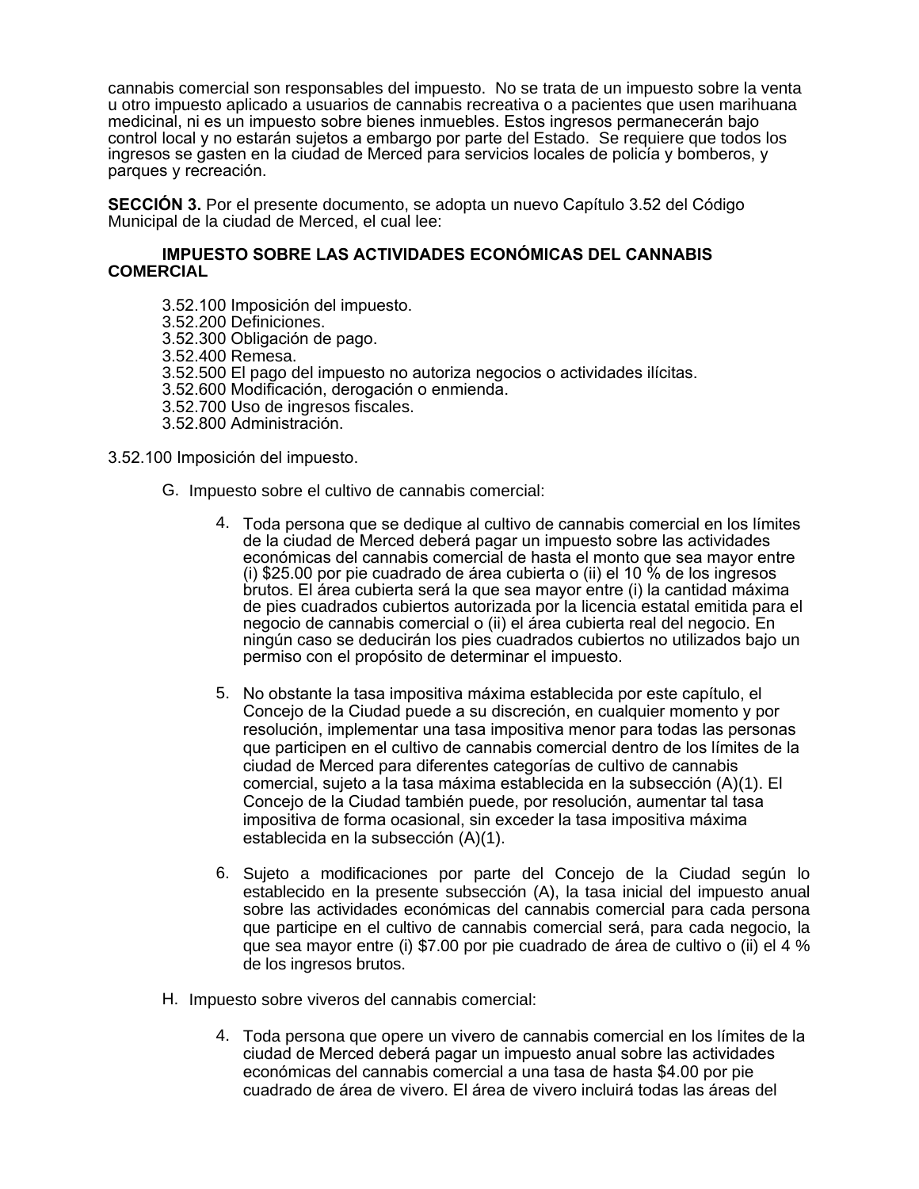cannabis comercial son responsables del impuesto. No se trata de un impuesto sobre la venta u otro impuesto aplicado a usuarios de cannabis recreativa o a pacientes que usen marihuana medicinal, ni es un impuesto sobre bienes inmuebles. Estos ingresos permanecerán bajo control local y no estarán sujetos a embargo por parte del Estado. Se requiere que todos los ingresos se gasten en la ciudad de Merced para servicios locales de policía y bomberos, y parques y recreación.

**SECCIÓN 3.** Por el presente documento, se adopta un nuevo Capítulo 3.52 del Código Municipal de la ciudad de Merced, el cual lee:

**IMPUESTO SOBRE LAS ACTIVIDADES ECONÓMICAS DEL CANNABIS COMERCIAL**

3.52.100 Imposición del impuesto.
3.52.200 Definiciones.
3.52.300 Obligación de pago.
3.52.400 Remesa.
3.52.500 El pago del impuesto no autoriza negocios o actividades ilícitas.
3.52.600 Modificación, derogación o enmienda.
3.52.700 Uso de ingresos fiscales.
3.52.800 Administración.

3.52.100 Imposición del impuesto.

G. Impuesto sobre el cultivo de cannabis comercial:

4. Toda persona que se dedique al cultivo de cannabis comercial en los límites de la ciudad de Merced deberá pagar un impuesto sobre las actividades económicas del cannabis comercial de hasta el monto que sea mayor entre (i) $25.00 por pie cuadrado de área cubierta o (ii) el 10 % de los ingresos brutos. El área cubierta será la que sea mayor entre (i) la cantidad máxima de pies cuadrados cubiertos autorizada por la licencia estatal emitida para el negocio de cannabis comercial o (ii) el área cubierta real del negocio. En ningún caso se deducirán los pies cuadrados cubiertos no utilizados bajo un permiso con el propósito de determinar el impuesto.

5. No obstante la tasa impositiva máxima establecida por este capítulo, el Concejo de la Ciudad puede a su discreción, en cualquier momento y por resolución, implementar una tasa impositiva menor para todas las personas que participen en el cultivo de cannabis comercial dentro de los límites de la ciudad de Merced para diferentes categorías de cultivo de cannabis comercial, sujeto a la tasa máxima establecida en la subsección (A)(1). El Concejo de la Ciudad también puede, por resolución, aumentar tal tasa impositiva de forma ocasional, sin exceder la tasa impositiva máxima establecida en la subsección (A)(1).

6. Sujeto a modificaciones por parte del Concejo de la Ciudad según lo establecido en la presente subsección (A), la tasa inicial del impuesto anual sobre las actividades económicas del cannabis comercial para cada persona que participe en el cultivo de cannabis comercial será, para cada negocio, la que sea mayor entre (i) $7.00 por pie cuadrado de área de cultivo o (ii) el 4 % de los ingresos brutos.

H. Impuesto sobre viveros del cannabis comercial:

4. Toda persona que opere un vivero de cannabis comercial en los límites de la ciudad de Merced deberá pagar un impuesto anual sobre las actividades económicas del cannabis comercial a una tasa de hasta $4.00 por pie cuadrado de área de vivero. El área de vivero incluirá todas las áreas del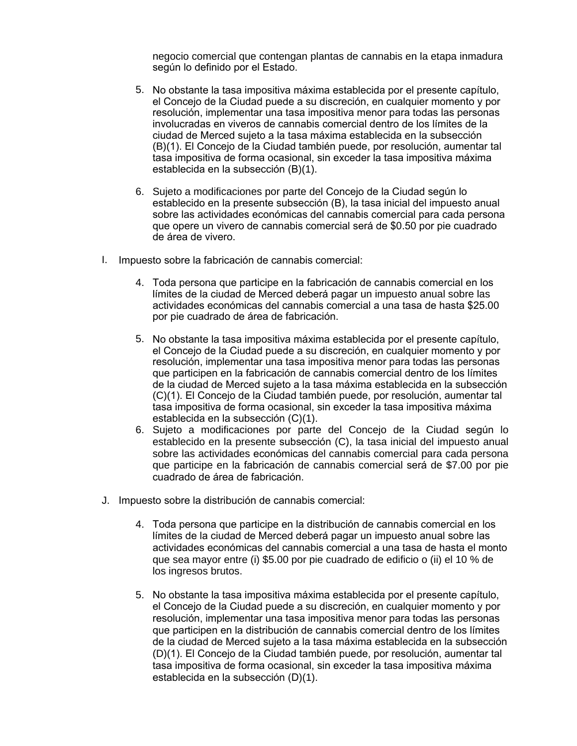negocio comercial que contengan plantas de cannabis en la etapa inmadura según lo definido por el Estado.

5. No obstante la tasa impositiva máxima establecida por el presente capítulo, el Concejo de la Ciudad puede a su discreción, en cualquier momento y por resolución, implementar una tasa impositiva menor para todas las personas involucradas en viveros de cannabis comercial dentro de los límites de la ciudad de Merced sujeto a la tasa máxima establecida en la subsección (B)(1). El Concejo de la Ciudad también puede, por resolución, aumentar tal tasa impositiva de forma ocasional, sin exceder la tasa impositiva máxima establecida en la subsección (B)(1).

6. Sujeto a modificaciones por parte del Concejo de la Ciudad según lo establecido en la presente subsección (B), la tasa inicial del impuesto anual sobre las actividades económicas del cannabis comercial para cada persona que opere un vivero de cannabis comercial será de $0.50 por pie cuadrado de área de vivero.

I. Impuesto sobre la fabricación de cannabis comercial:

4. Toda persona que participe en la fabricación de cannabis comercial en los límites de la ciudad de Merced deberá pagar un impuesto anual sobre las actividades económicas del cannabis comercial a una tasa de hasta $25.00 por pie cuadrado de área de fabricación.

5. No obstante la tasa impositiva máxima establecida por el presente capítulo, el Concejo de la Ciudad puede a su discreción, en cualquier momento y por resolución, implementar una tasa impositiva menor para todas las personas que participen en la fabricación de cannabis comercial dentro de los límites de la ciudad de Merced sujeto a la tasa máxima establecida en la subsección (C)(1). El Concejo de la Ciudad también puede, por resolución, aumentar tal tasa impositiva de forma ocasional, sin exceder la tasa impositiva máxima establecida en la subsección (C)(1).

6. Sujeto a modificaciones por parte del Concejo de la Ciudad según lo establecido en la presente subsección (C), la tasa inicial del impuesto anual sobre las actividades económicas del cannabis comercial para cada persona que participe en la fabricación de cannabis comercial será de $7.00 por pie cuadrado de área de fabricación.

J. Impuesto sobre la distribución de cannabis comercial:

4. Toda persona que participe en la distribución de cannabis comercial en los límites de la ciudad de Merced deberá pagar un impuesto anual sobre las actividades económicas del cannabis comercial a una tasa de hasta el monto que sea mayor entre (i) $5.00 por pie cuadrado de edificio o (ii) el 10 % de los ingresos brutos.

5. No obstante la tasa impositiva máxima establecida por el presente capítulo, el Concejo de la Ciudad puede a su discreción, en cualquier momento y por resolución, implementar una tasa impositiva menor para todas las personas que participen en la distribución de cannabis comercial dentro de los límites de la ciudad de Merced sujeto a la tasa máxima establecida en la subsección (D)(1). El Concejo de la Ciudad también puede, por resolución, aumentar tal tasa impositiva de forma ocasional, sin exceder la tasa impositiva máxima establecida en la subsección (D)(1).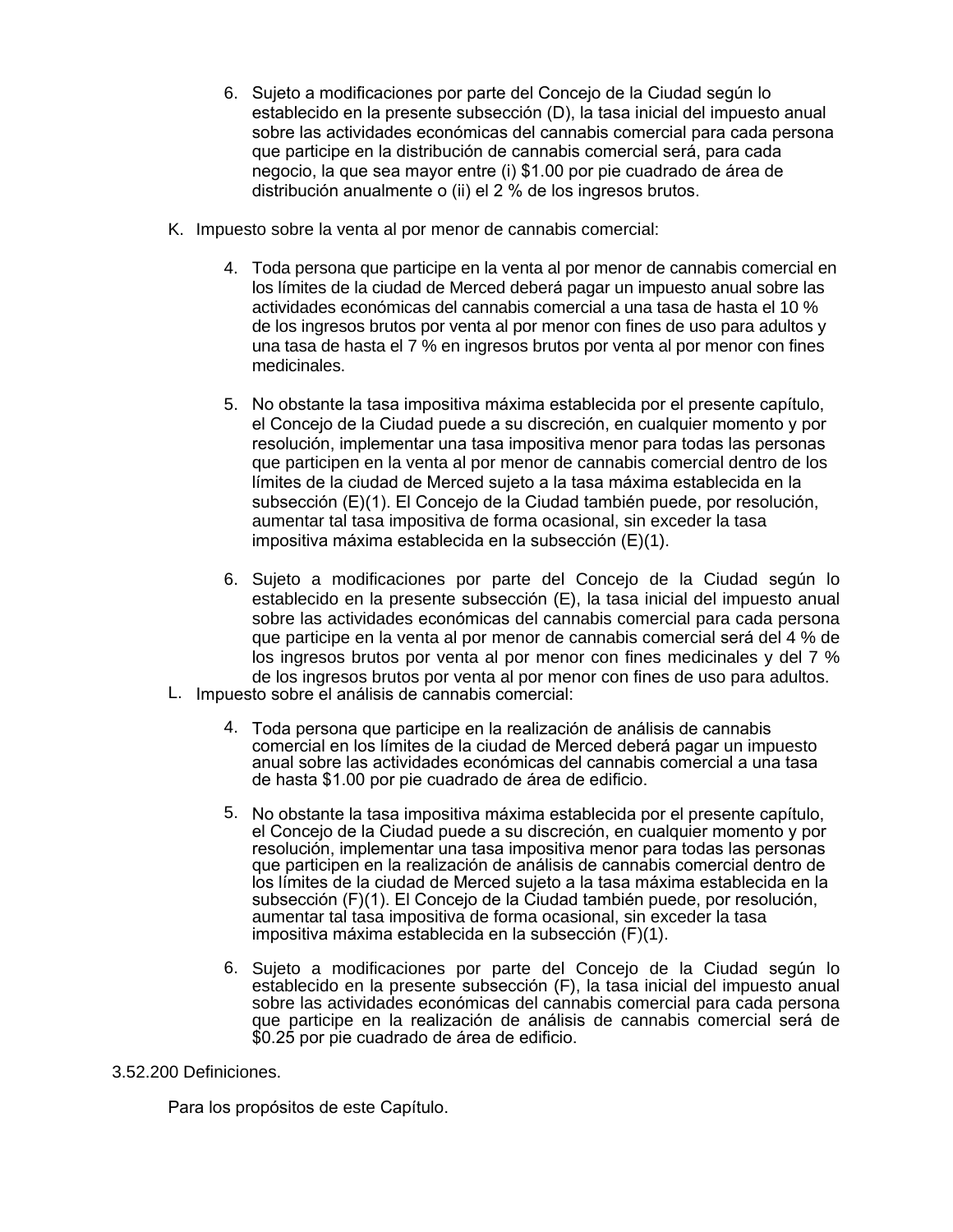6. Sujeto a modificaciones por parte del Concejo de la Ciudad según lo establecido en la presente subsección (D), la tasa inicial del impuesto anual sobre las actividades económicas del cannabis comercial para cada persona que participe en la distribución de cannabis comercial será, para cada negocio, la que sea mayor entre (i) $1.00 por pie cuadrado de área de distribución anualmente o (ii) el 2 % de los ingresos brutos.

K. Impuesto sobre la venta al por menor de cannabis comercial:

4. Toda persona que participe en la venta al por menor de cannabis comercial en los límites de la ciudad de Merced deberá pagar un impuesto anual sobre las actividades económicas del cannabis comercial a una tasa de hasta el 10 % de los ingresos brutos por venta al por menor con fines de uso para adultos y una tasa de hasta el 7 % en ingresos brutos por venta al por menor con fines medicinales.

5. No obstante la tasa impositiva máxima establecida por el presente capítulo, el Concejo de la Ciudad puede a su discreción, en cualquier momento y por resolución, implementar una tasa impositiva menor para todas las personas que participen en la venta al por menor de cannabis comercial dentro de los límites de la ciudad de Merced sujeto a la tasa máxima establecida en la subsección (E)(1). El Concejo de la Ciudad también puede, por resolución, aumentar tal tasa impositiva de forma ocasional, sin exceder la tasa impositiva máxima establecida en la subsección (E)(1).

6. Sujeto a modificaciones por parte del Concejo de la Ciudad según lo establecido en la presente subsección (E), la tasa inicial del impuesto anual sobre las actividades económicas del cannabis comercial para cada persona que participe en la venta al por menor de cannabis comercial será del 4 % de los ingresos brutos por venta al por menor con fines medicinales y del 7 % de los ingresos brutos por venta al por menor con fines de uso para adultos.

L. Impuesto sobre el análisis de cannabis comercial:

4. Toda persona que participe en la realización de análisis de cannabis comercial en los límites de la ciudad de Merced deberá pagar un impuesto anual sobre las actividades económicas del cannabis comercial a una tasa de hasta $1.00 por pie cuadrado de área de edificio.

5. No obstante la tasa impositiva máxima establecida por el presente capítulo, el Concejo de la Ciudad puede a su discreción, en cualquier momento y por resolución, implementar una tasa impositiva menor para todas las personas que participen en la realización de análisis de cannabis comercial dentro de los límites de la ciudad de Merced sujeto a la tasa máxima establecida en la subsección (F)(1). El Concejo de la Ciudad también puede, por resolución, aumentar tal tasa impositiva de forma ocasional, sin exceder la tasa impositiva máxima establecida en la subsección (F)(1).

6. Sujeto a modificaciones por parte del Concejo de la Ciudad según lo establecido en la presente subsección (F), la tasa inicial del impuesto anual sobre las actividades económicas del cannabis comercial para cada persona que participe en la realización de análisis de cannabis comercial será de $0.25 por pie cuadrado de área de edificio.

3.52.200 Definiciones.

Para los propósitos de este Capítulo.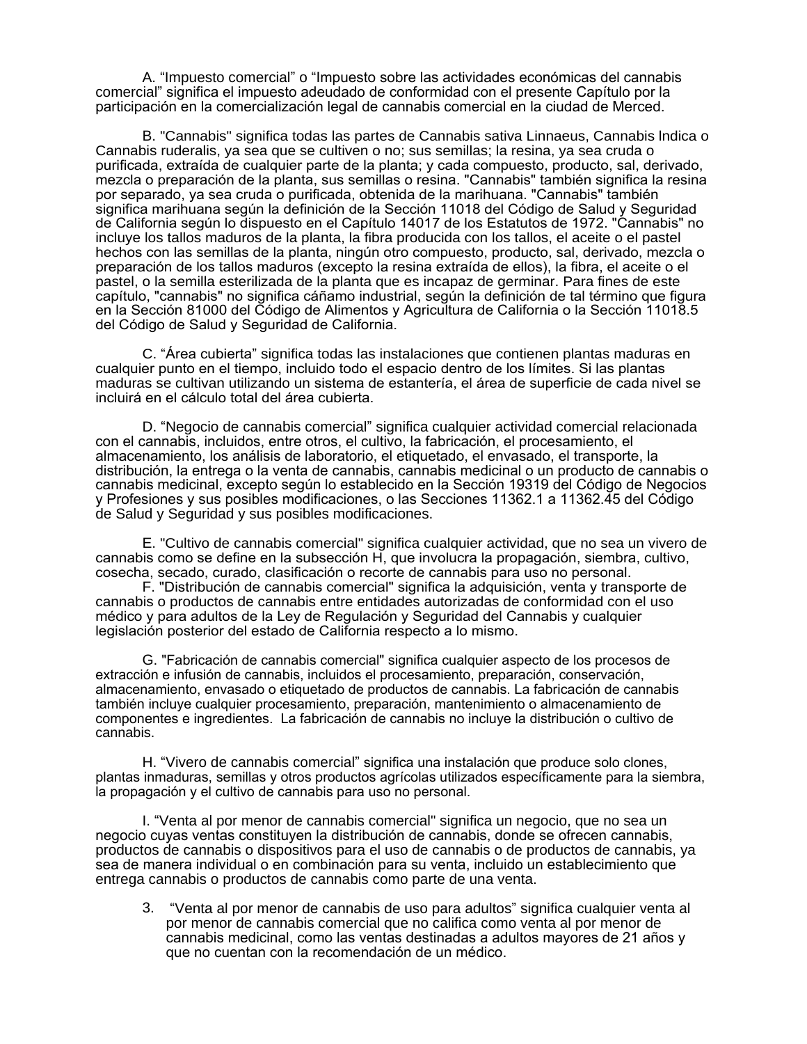A. "Impuesto comercial" o "Impuesto sobre las actividades económicas del cannabis comercial" significa el impuesto adeudado de conformidad con el presente Capítulo por la participación en la comercialización legal de cannabis comercial en la ciudad de Merced.

B. "Cannabis" significa todas las partes de Cannabis sativa Linnaeus, Cannabis Indica o Cannabis ruderalis, ya sea que se cultiven o no; sus semillas; la resina, ya sea cruda o purificada, extraída de cualquier parte de la planta; y cada compuesto, producto, sal, derivado, mezcla o preparación de la planta, sus semillas o resina. "Cannabis" también significa la resina por separado, ya sea cruda o purificada, obtenida de la marihuana. "Cannabis" también significa marihuana según la definición de la Sección 11018 del Código de Salud y Seguridad de California según lo dispuesto en el Capítulo 14017 de los Estatutos de 1972. "Cannabis" no incluye los tallos maduros de la planta, la fibra producida con los tallos, el aceite o el pastel hechos con las semillas de la planta, ningún otro compuesto, producto, sal, derivado, mezcla o preparación de los tallos maduros (excepto la resina extraída de ellos), la fibra, el aceite o el pastel, o la semilla esterilizada de la planta que es incapaz de germinar. Para fines de este capítulo, "cannabis" no significa cáñamo industrial, según la definición de tal término que figura en la Sección 81000 del Código de Alimentos y Agricultura de California o la Sección 11018.5 del Código de Salud y Seguridad de California.

C. "Área cubierta" significa todas las instalaciones que contienen plantas maduras en cualquier punto en el tiempo, incluido todo el espacio dentro de los límites. Si las plantas maduras se cultivan utilizando un sistema de estantería, el área de superficie de cada nivel se incluirá en el cálculo total del área cubierta.

D. "Negocio de cannabis comercial" significa cualquier actividad comercial relacionada con el cannabis, incluidos, entre otros, el cultivo, la fabricación, el procesamiento, el almacenamiento, los análisis de laboratorio, el etiquetado, el envasado, el transporte, la distribución, la entrega o la venta de cannabis, cannabis medicinal o un producto de cannabis o cannabis medicinal, excepto según lo establecido en la Sección 19319 del Código de Negocios y Profesiones y sus posibles modificaciones, o las Secciones 11362.1 a 11362.45 del Código de Salud y Seguridad y sus posibles modificaciones.

E. "Cultivo de cannabis comercial" significa cualquier actividad, que no sea un vivero de cannabis como se define en la subsección H, que involucra la propagación, siembra, cultivo, cosecha, secado, curado, clasificación o recorte de cannabis para uso no personal.

F. "Distribución de cannabis comercial" significa la adquisición, venta y transporte de cannabis o productos de cannabis entre entidades autorizadas de conformidad con el uso médico y para adultos de la Ley de Regulación y Seguridad del Cannabis y cualquier legislación posterior del estado de California respecto a lo mismo.

G. "Fabricación de cannabis comercial" significa cualquier aspecto de los procesos de extracción e infusión de cannabis, incluidos el procesamiento, preparación, conservación, almacenamiento, envasado o etiquetado de productos de cannabis. La fabricación de cannabis también incluye cualquier procesamiento, preparación, mantenimiento o almacenamiento de componentes e ingredientes. La fabricación de cannabis no incluye la distribución o cultivo de cannabis.

H. "Vivero de cannabis comercial" significa una instalación que produce solo clones, plantas inmaduras, semillas y otros productos agrícolas utilizados específicamente para la siembra, la propagación y el cultivo de cannabis para uso no personal.

I. "Venta al por menor de cannabis comercial" significa un negocio, que no sea un negocio cuyas ventas constituyen la distribución de cannabis, donde se ofrecen cannabis, productos de cannabis o dispositivos para el uso de cannabis o de productos de cannabis, ya sea de manera individual o en combinación para su venta, incluido un establecimiento que entrega cannabis o productos de cannabis como parte de una venta.

3. "Venta al por menor de cannabis de uso para adultos" significa cualquier venta al por menor de cannabis comercial que no califica como venta al por menor de cannabis medicinal, como las ventas destinadas a adultos mayores de 21 años y que no cuentan con la recomendación de un médico.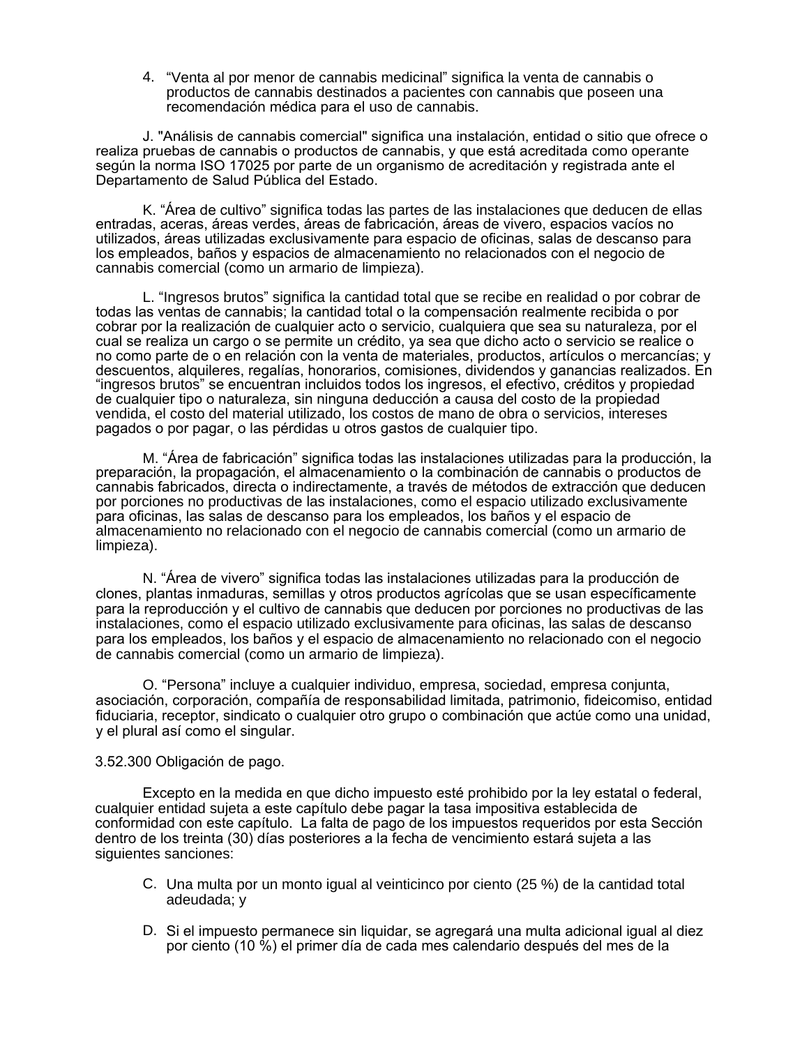4. "Venta al por menor de cannabis medicinal" significa la venta de cannabis o productos de cannabis destinados a pacientes con cannabis que poseen una recomendación médica para el uso de cannabis.

J. "Análisis de cannabis comercial" significa una instalación, entidad o sitio que ofrece o realiza pruebas de cannabis o productos de cannabis, y que está acreditada como operante según la norma ISO 17025 por parte de un organismo de acreditación y registrada ante el Departamento de Salud Pública del Estado.

K. "Área de cultivo" significa todas las partes de las instalaciones que deducen de ellas entradas, aceras, áreas verdes, áreas de fabricación, áreas de vivero, espacios vacíos no utilizados, áreas utilizadas exclusivamente para espacio de oficinas, salas de descanso para los empleados, baños y espacios de almacenamiento no relacionados con el negocio de cannabis comercial (como un armario de limpieza).

L. "Ingresos brutos" significa la cantidad total que se recibe en realidad o por cobrar de todas las ventas de cannabis; la cantidad total o la compensación realmente recibida o por cobrar por la realización de cualquier acto o servicio, cualquiera que sea su naturaleza, por el cual se realiza un cargo o se permite un crédito, ya sea que dicho acto o servicio se realice o no como parte de o en relación con la venta de materiales, productos, artículos o mercancías; y descuentos, alquileres, regalías, honorarios, comisiones, dividendos y ganancias realizados. En "ingresos brutos" se encuentran incluidos todos los ingresos, el efectivo, créditos y propiedad de cualquier tipo o naturaleza, sin ninguna deducción a causa del costo de la propiedad vendida, el costo del material utilizado, los costos de mano de obra o servicios, intereses pagados o por pagar, o las pérdidas u otros gastos de cualquier tipo.

M. "Área de fabricación" significa todas las instalaciones utilizadas para la producción, la preparación, la propagación, el almacenamiento o la combinación de cannabis o productos de cannabis fabricados, directa o indirectamente, a través de métodos de extracción que deducen por porciones no productivas de las instalaciones, como el espacio utilizado exclusivamente para oficinas, las salas de descanso para los empleados, los baños y el espacio de almacenamiento no relacionado con el negocio de cannabis comercial (como un armario de limpieza).

N. "Área de vivero" significa todas las instalaciones utilizadas para la producción de clones, plantas inmaduras, semillas y otros productos agrícolas que se usan específicamente para la reproducción y el cultivo de cannabis que deducen por porciones no productivas de las instalaciones, como el espacio utilizado exclusivamente para oficinas, las salas de descanso para los empleados, los baños y el espacio de almacenamiento no relacionado con el negocio de cannabis comercial (como un armario de limpieza).

O. "Persona" incluye a cualquier individuo, empresa, sociedad, empresa conjunta, asociación, corporación, compañía de responsabilidad limitada, patrimonio, fideicomiso, entidad fiduciaria, receptor, sindicato o cualquier otro grupo o combinación que actúe como una unidad, y el plural así como el singular.

3.52.300 Obligación de pago.

Excepto en la medida en que dicho impuesto esté prohibido por la ley estatal o federal, cualquier entidad sujeta a este capítulo debe pagar la tasa impositiva establecida de conformidad con este capítulo. La falta de pago de los impuestos requeridos por esta Sección dentro de los treinta (30) días posteriores a la fecha de vencimiento estará sujeta a las siguientes sanciones:

C. Una multa por un monto igual al veinticinco por ciento (25 %) de la cantidad total adeudada; y

D. Si el impuesto permanece sin liquidar, se agregará una multa adicional igual al diez por ciento (10 %) el primer día de cada mes calendario después del mes de la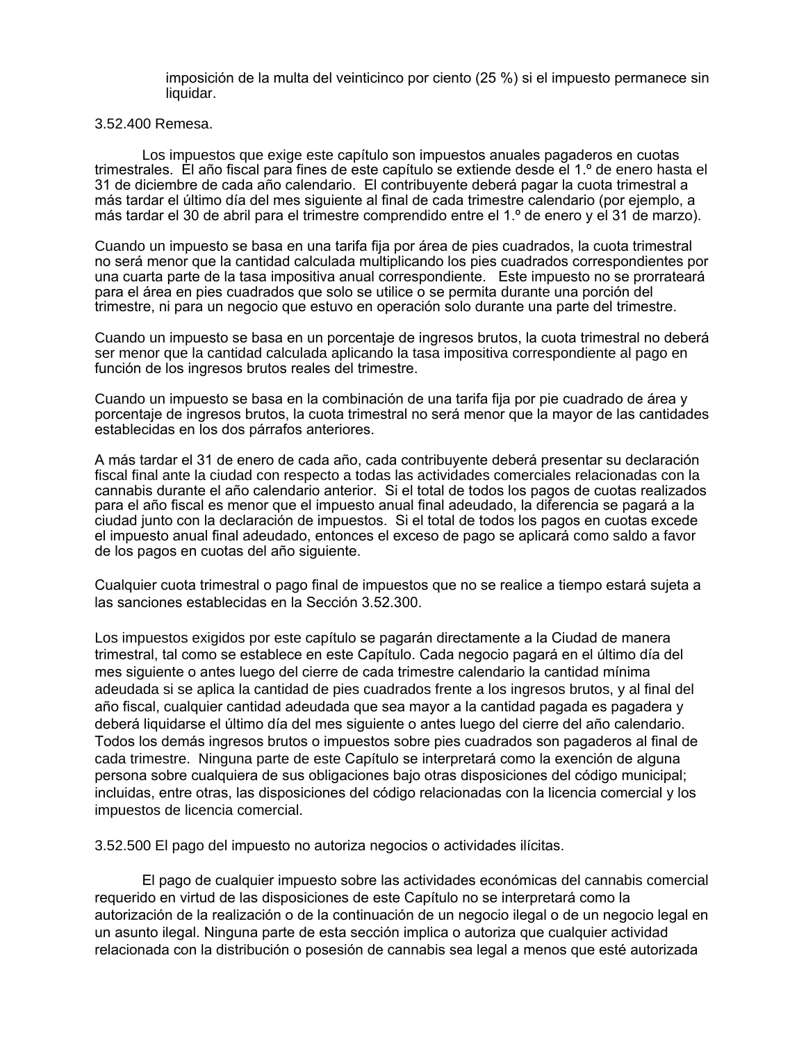imposición de la multa del veinticinco por ciento (25 %) si el impuesto permanece sin liquidar.

3.52.400 Remesa.

Los impuestos que exige este capítulo son impuestos anuales pagaderos en cuotas trimestrales. El año fiscal para fines de este capítulo se extiende desde el 1.º de enero hasta el 31 de diciembre de cada año calendario. El contribuyente deberá pagar la cuota trimestral a más tardar el último día del mes siguiente al final de cada trimestre calendario (por ejemplo, a más tardar el 30 de abril para el trimestre comprendido entre el 1.º de enero y el 31 de marzo).

Cuando un impuesto se basa en una tarifa fija por área de pies cuadrados, la cuota trimestral no será menor que la cantidad calculada multiplicando los pies cuadrados correspondientes por una cuarta parte de la tasa impositiva anual correspondiente. Este impuesto no se prorrateará para el área en pies cuadrados que solo se utilice o se permita durante una porción del trimestre, ni para un negocio que estuvo en operación solo durante una parte del trimestre.

Cuando un impuesto se basa en un porcentaje de ingresos brutos, la cuota trimestral no deberá ser menor que la cantidad calculada aplicando la tasa impositiva correspondiente al pago en función de los ingresos brutos reales del trimestre.

Cuando un impuesto se basa en la combinación de una tarifa fija por pie cuadrado de área y porcentaje de ingresos brutos, la cuota trimestral no será menor que la mayor de las cantidades establecidas en los dos párrafos anteriores.

A más tardar el 31 de enero de cada año, cada contribuyente deberá presentar su declaración fiscal final ante la ciudad con respecto a todas las actividades comerciales relacionadas con la cannabis durante el año calendario anterior. Si el total de todos los pagos de cuotas realizados para el año fiscal es menor que el impuesto anual final adeudado, la diferencia se pagará a la ciudad junto con la declaración de impuestos. Si el total de todos los pagos en cuotas excede el impuesto anual final adeudado, entonces el exceso de pago se aplicará como saldo a favor de los pagos en cuotas del año siguiente.

Cualquier cuota trimestral o pago final de impuestos que no se realice a tiempo estará sujeta a las sanciones establecidas en la Sección 3.52.300.

Los impuestos exigidos por este capítulo se pagarán directamente a la Ciudad de manera trimestral, tal como se establece en este Capítulo. Cada negocio pagará en el último día del mes siguiente o antes luego del cierre de cada trimestre calendario la cantidad mínima adeudada si se aplica la cantidad de pies cuadrados frente a los ingresos brutos, y al final del año fiscal, cualquier cantidad adeudada que sea mayor a la cantidad pagada es pagadera y deberá liquidarse el último día del mes siguiente o antes luego del cierre del año calendario. Todos los demás ingresos brutos o impuestos sobre pies cuadrados son pagaderos al final de cada trimestre. Ninguna parte de este Capítulo se interpretará como la exención de alguna persona sobre cualquiera de sus obligaciones bajo otras disposiciones del código municipal; incluidas, entre otras, las disposiciones del código relacionadas con la licencia comercial y los impuestos de licencia comercial.

3.52.500 El pago del impuesto no autoriza negocios o actividades ilícitas.

El pago de cualquier impuesto sobre las actividades económicas del cannabis comercial requerido en virtud de las disposiciones de este Capítulo no se interpretará como la autorización de la realización o de la continuación de un negocio ilegal o de un negocio legal en un asunto ilegal. Ninguna parte de esta sección implica o autoriza que cualquier actividad relacionada con la distribución o posesión de cannabis sea legal a menos que esté autorizada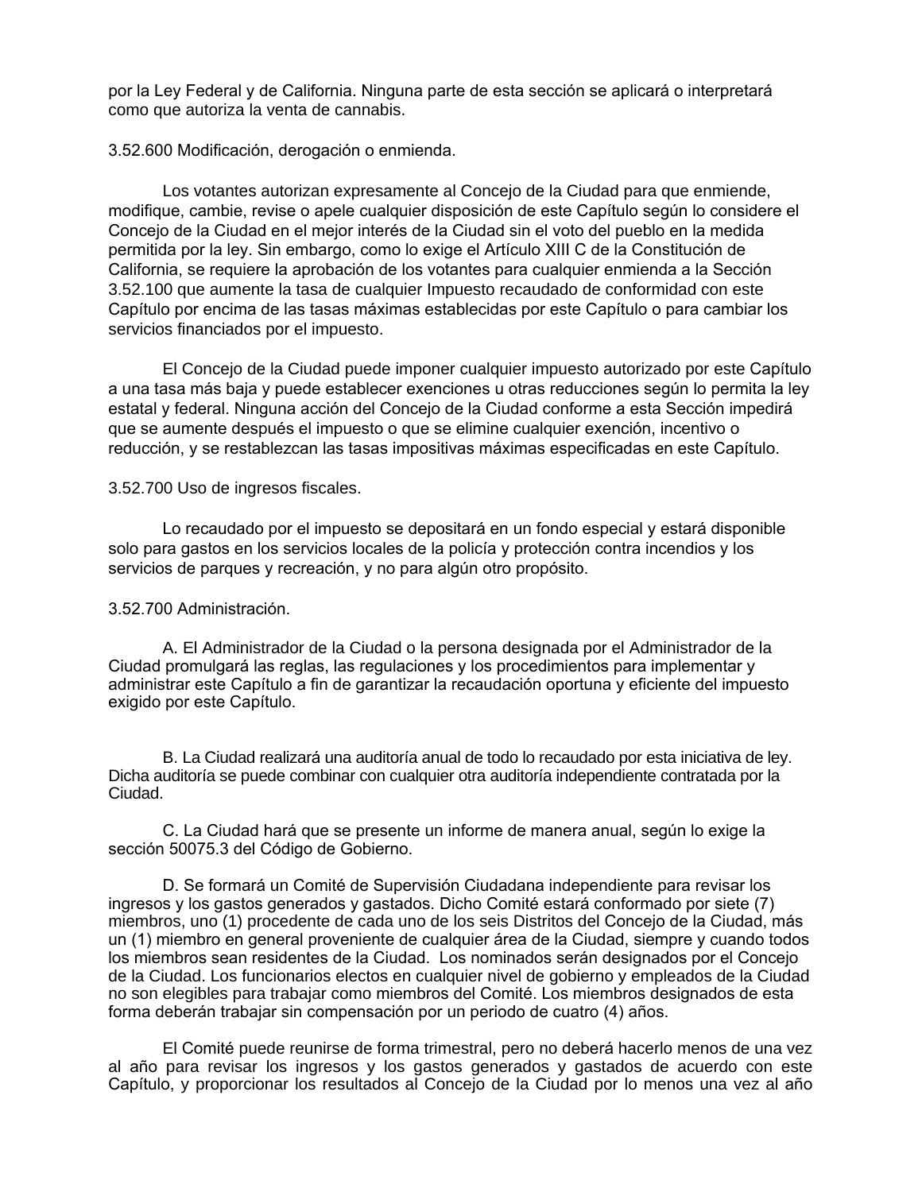por la Ley Federal y de California. Ninguna parte de esta sección se aplicará o interpretará como que autoriza la venta de cannabis.

3.52.600 Modificación, derogación o enmienda.

Los votantes autorizan expresamente al Concejo de la Ciudad para que enmiende, modifique, cambie, revise o apele cualquier disposición de este Capítulo según lo considere el Concejo de la Ciudad en el mejor interés de la Ciudad sin el voto del pueblo en la medida permitida por la ley. Sin embargo, como lo exige el Artículo XIII C de la Constitución de California, se requiere la aprobación de los votantes para cualquier enmienda a la Sección 3.52.100 que aumente la tasa de cualquier Impuesto recaudado de conformidad con este Capítulo por encima de las tasas máximas establecidas por este Capítulo o para cambiar los servicios financiados por el impuesto.

El Concejo de la Ciudad puede imponer cualquier impuesto autorizado por este Capítulo a una tasa más baja y puede establecer exenciones u otras reducciones según lo permita la ley estatal y federal. Ninguna acción del Concejo de la Ciudad conforme a esta Sección impedirá que se aumente después el impuesto o que se elimine cualquier exención, incentivo o reducción, y se restablezcan las tasas impositivas máximas especificadas en este Capítulo.

3.52.700 Uso de ingresos fiscales.

Lo recaudado por el impuesto se depositará en un fondo especial y estará disponible solo para gastos en los servicios locales de la policía y protección contra incendios y los servicios de parques y recreación, y no para algún otro propósito.

3.52.700 Administración.

A. El Administrador de la Ciudad o la persona designada por el Administrador de la Ciudad promulgará las reglas, las regulaciones y los procedimientos para implementar y administrar este Capítulo a fin de garantizar la recaudación oportuna y eficiente del impuesto exigido por este Capítulo.

B. La Ciudad realizará una auditoría anual de todo lo recaudado por esta iniciativa de ley. Dicha auditoría se puede combinar con cualquier otra auditoría independiente contratada por la Ciudad.

C. La Ciudad hará que se presente un informe de manera anual, según lo exige la sección 50075.3 del Código de Gobierno.

D. Se formará un Comité de Supervisión Ciudadana independiente para revisar los ingresos y los gastos generados y gastados. Dicho Comité estará conformado por siete (7) miembros, uno (1) procedente de cada uno de los seis Distritos del Concejo de la Ciudad, más un (1) miembro en general proveniente de cualquier área de la Ciudad, siempre y cuando todos los miembros sean residentes de la Ciudad. Los nominados serán designados por el Concejo de la Ciudad. Los funcionarios electos en cualquier nivel de gobierno y empleados de la Ciudad no son elegibles para trabajar como miembros del Comité. Los miembros designados de esta forma deberán trabajar sin compensación por un periodo de cuatro (4) años.

El Comité puede reunirse de forma trimestral, pero no deberá hacerlo menos de una vez al año para revisar los ingresos y los gastos generados y gastados de acuerdo con este Capítulo, y proporcionar los resultados al Concejo de la Ciudad por lo menos una vez al año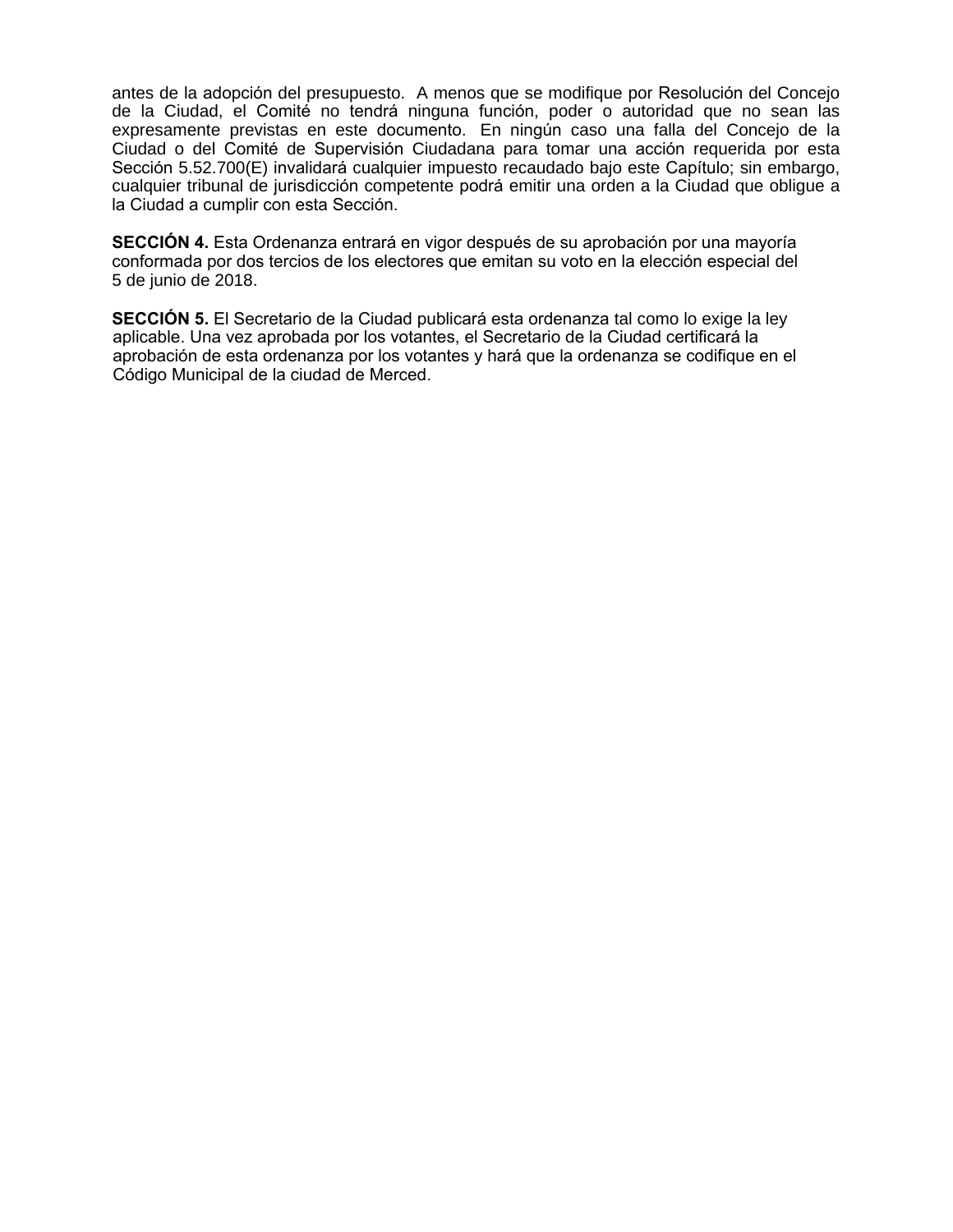antes de la adopción del presupuesto. A menos que se modifique por Resolución del Concejo de la Ciudad, el Comité no tendrá ninguna función, poder o autoridad que no sean las expresamente previstas en este documento. En ningún caso una falla del Concejo de la Ciudad o del Comité de Supervisión Ciudadana para tomar una acción requerida por esta Sección 5.52.700(E) invalidará cualquier impuesto recaudado bajo este Capítulo; sin embargo, cualquier tribunal de jurisdicción competente podrá emitir una orden a la Ciudad que obligue a la Ciudad a cumplir con esta Sección.

**SECCIÓN 4.** Esta Ordenanza entrará en vigor después de su aprobación por una mayoría conformada por dos tercios de los electores que emitan su voto en la elección especial del 5 de junio de 2018.

**SECCIÓN 5.** El Secretario de la Ciudad publicará esta ordenanza tal como lo exige la ley aplicable. Una vez aprobada por los votantes, el Secretario de la Ciudad certificará la aprobación de esta ordenanza por los votantes y hará que la ordenanza se codifique en el Código Municipal de la ciudad de Merced.